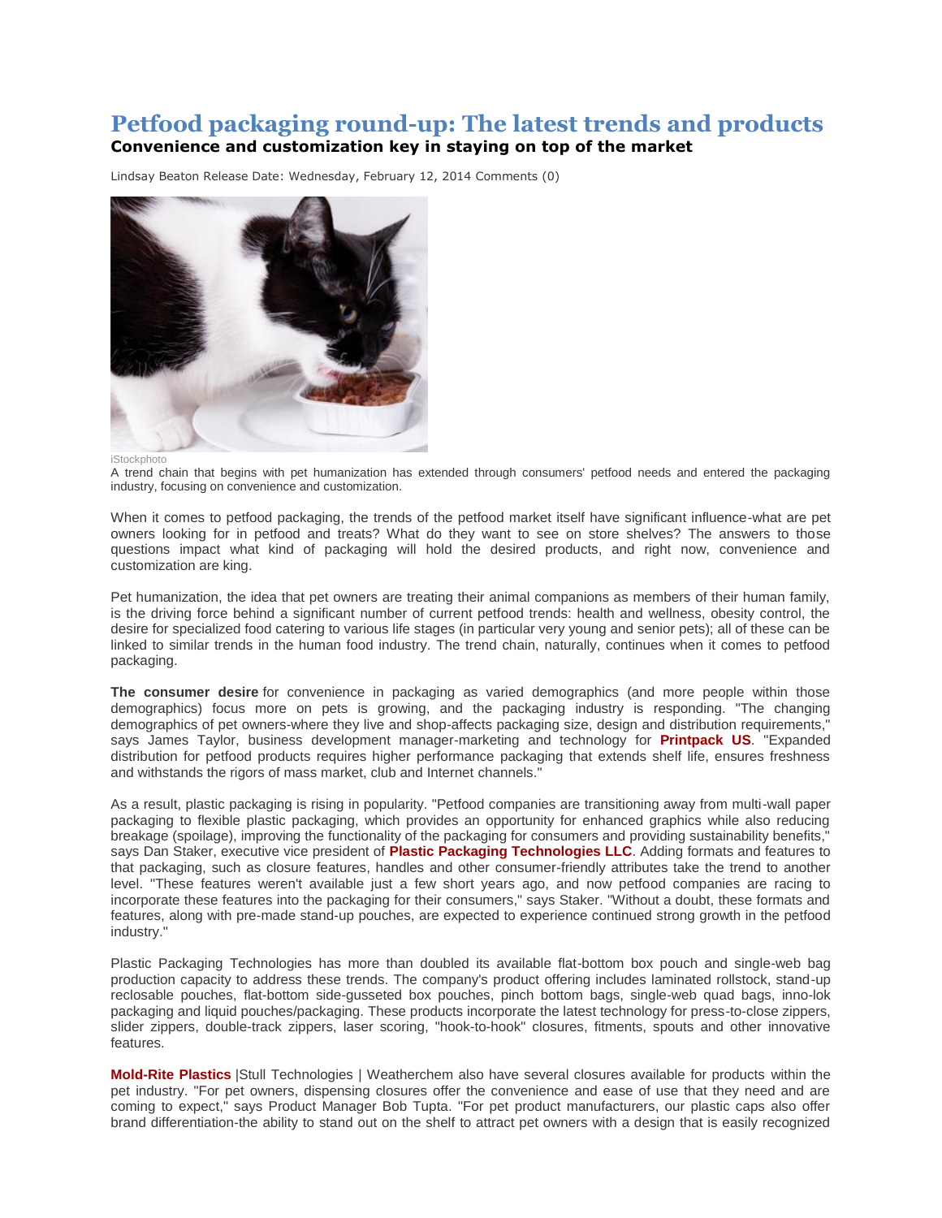# Petfood packaging round-up: The latest trends and products

**Convenience and customization key in staying on top of the market**

Lindsay Beaton Release Date: Wednesday, February 12, 2014 Comments (0)

iStockphoto

A trend chain that begins with pet humanization has extended through consumers' petfood needs and entered the packaging industry, focusing on convenience and customization.

When it comes to petfood packaging, the trends of the petfood market itself have significant influence-what are pet owners looking for in petfood and treats? What do they want to see on store shelves? The answers to those questions impact what kind of packaging will hold the desired products, and right now, convenience and customization are king.

Pet humanization, the idea that pet owners are treating their animal companions as members of their human family, is the driving force behind a significant number of current petfood trends: health and wellness, obesity control, the desire for specialized food catering to various life stages (in particular very young and senior pets); all of these can be linked to similar trends in the human food industry. The trend chain, naturally, continues when it comes to petfood packaging.

**The consumer desire** for convenience in packaging as varied demographics (and more people within those demographics) focus more on pets is growing, and the packaging industry is responding. "The changing demographics of pet owners-where they live and shop-affects packaging size, design and distribution requirements," says James Taylor, business development manager-marketing and technology for **Printpack US**. "Expanded distribution for petfood products requires higher performance packaging that extends shelf life, ensures freshness and withstands the rigors of mass market, club and Internet channels."

As a result, plastic packaging is rising in popularity. "Petfood companies are transitioning away from multi-wall paper packaging to flexible plastic packaging, which provides an opportunity for enhanced graphics while also reducing breakage (spoilage), improving the functionality of the packaging for consumers and providing sustainability benefits," says Dan Staker, executive vice president of **Plastic Packaging Technologies LLC**. Adding formats and features to that packaging, such as closure features, handles and other consumer-friendly attributes take the trend to another level. "These features weren't available just a few short years ago, and now petfood companies are racing to incorporate these features into the packaging for their consumers," says Staker. "Without a doubt, these formats and features, along with pre-made stand-up pouches, are expected to experience continued strong growth in the petfood industry."

Plastic Packaging Technologies has more than doubled its available flat-bottom box pouch and single-web bag production capacity to address these trends. The company's product offering includes laminated rollstock, stand-up reclosable pouches, flat-bottom side-gusseted box pouches, pinch bottom bags, single-web quad bags, inno-lok packaging and liquid pouches/packaging. These products incorporate the latest technology for press-to-close zippers, slider zippers, double-track zippers, laser scoring, "hook-to-hook" closures, fitments, spouts and other innovative features.

**Mold-Rite Plastics** |Stull Technologies | Weatherchem also have several closures available for products within the pet industry. "For pet owners, dispensing closures offer the convenience and ease of use that they need and are coming to expect," says Product Manager Bob Tupta. "For pet product manufacturers, our plastic caps also offer brand differentiation-the ability to stand out on the shelf to attract pet owners with a design that is easily recognized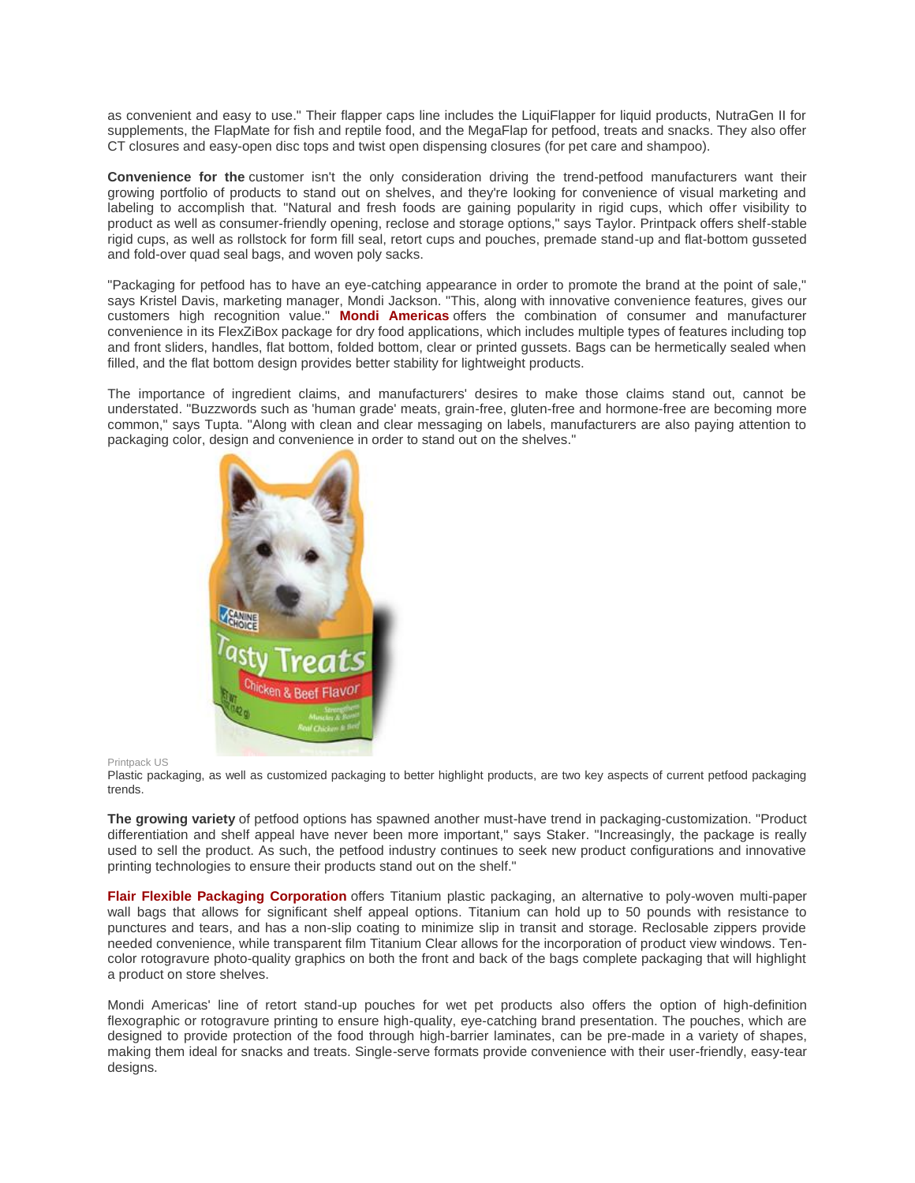as convenient and easy to use." Their flapper caps line includes the LiquiFlapper for liquid products, NutraGen II for supplements, the FlapMate for fish and reptile food, and the MegaFlap for petfood, treats and snacks. They also offer CT closures and easy-open disc tops and twist open dispensing closures (for pet care and shampoo).

**Convenience for the** customer isn't the only consideration driving the trend-petfood manufacturers want their growing portfolio of products to stand out on shelves, and they're looking for convenience of visual marketing and labeling to accomplish that. "Natural and fresh foods are gaining popularity in rigid cups, which offer visibility to product as well as consumer-friendly opening, reclose and storage options," says Taylor. Printpack offers shelf-stable rigid cups, as well as rollstock for form fill seal, retort cups and pouches, premade stand-up and flat-bottom gusseted and fold-over quad seal bags, and woven poly sacks.

"Packaging for petfood has to have an eye-catching appearance in order to promote the brand at the point of sale," says Kristel Davis, marketing manager, Mondi Jackson. "This, along with innovative convenience features, gives our customers high recognition value." **Mondi Americas** offers the combination of consumer and manufacturer convenience in its FlexZiBox package for dry food applications, which includes multiple types of features including top and front sliders, handles, flat bottom, folded bottom, clear or printed gussets. Bags can be hermetically sealed when filled, and the flat bottom design provides better stability for lightweight products.

The importance of ingredient claims, and manufacturers' desires to make those claims stand out, cannot be understated. "Buzzwords such as 'human grade' meats, grain-free, gluten-free and hormone-free are becoming more common," says Tupta. "Along with clean and clear messaging on labels, manufacturers are also paying attention to packaging color, design and convenience in order to stand out on the shelves."

Printpack US

Plastic packaging, as well as customized packaging to better highlight products, are two key aspects of current petfood packaging trends.

**The growing variety** of petfood options has spawned another must-have trend in packaging-customization. "Product differentiation and shelf appeal have never been more important," says Staker. "Increasingly, the package is really used to sell the product. As such, the petfood industry continues to seek new product configurations and innovative printing technologies to ensure their products stand out on the shelf."

**Flair Flexible Packaging Corporation** offers Titanium plastic packaging, an alternative to poly-woven multi-paper wall bags that allows for significant shelf appeal options. Titanium can hold up to 50 pounds with resistance to punctures and tears, and has a non-slip coating to minimize slip in transit and storage. Reclosable zippers provide needed convenience, while transparent film Titanium Clear allows for the incorporation of product view windows. Ten-color rotogravure photo-quality graphics on both the front and back of the bags complete packaging that will highlight a product on store shelves.

Mondi Americas' line of retort stand-up pouches for wet pet products also offers the option of high-definition flexographic or rotogravure printing to ensure high-quality, eye-catching brand presentation. The pouches, which are designed to provide protection of the food through high-barrier laminates, can be pre-made in a variety of shapes, making them ideal for snacks and treats. Single-serve formats provide convenience with their user-friendly, easy-tear designs.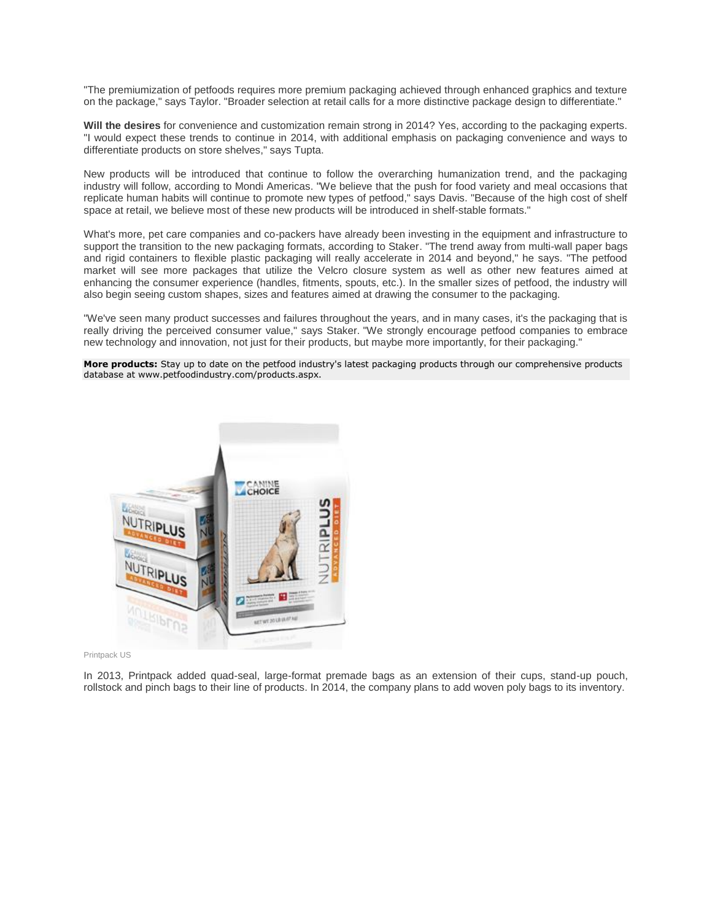"The premiumization of petfoods requires more premium packaging achieved through enhanced graphics and texture on the package," says Taylor. "Broader selection at retail calls for a more distinctive package design to differentiate."

**Will the desires** for convenience and customization remain strong in 2014? Yes, according to the packaging experts. "I would expect these trends to continue in 2014, with additional emphasis on packaging convenience and ways to differentiate products on store shelves," says Tupta.

New products will be introduced that continue to follow the overarching humanization trend, and the packaging industry will follow, according to Mondi Americas. "We believe that the push for food variety and meal occasions that replicate human habits will continue to promote new types of petfood," says Davis. "Because of the high cost of shelf space at retail, we believe most of these new products will be introduced in shelf-stable formats."

What's more, pet care companies and co-packers have already been investing in the equipment and infrastructure to support the transition to the new packaging formats, according to Staker. "The trend away from multi-wall paper bags and rigid containers to flexible plastic packaging will really accelerate in 2014 and beyond," he says. "The petfood market will see more packages that utilize the Velcro closure system as well as other new features aimed at enhancing the consumer experience (handles, fitments, spouts, etc.). In the smaller sizes of petfood, the industry will also begin seeing custom shapes, sizes and features aimed at drawing the consumer to the packaging.

"We've seen many product successes and failures throughout the years, and in many cases, it's the packaging that is really driving the perceived consumer value," says Staker. "We strongly encourage petfood companies to embrace new technology and innovation, not just for their products, but maybe more importantly, for their packaging."

**More products:** Stay up to date on the petfood industry's latest packaging products through our comprehensive products database at www.petfoodindustry.com/products.aspx.

Printpack US

In 2013, Printpack added quad-seal, large-format premade bags as an extension of their cups, stand-up pouch, rollstock and pinch bags to their line of products. In 2014, the company plans to add woven poly bags to its inventory.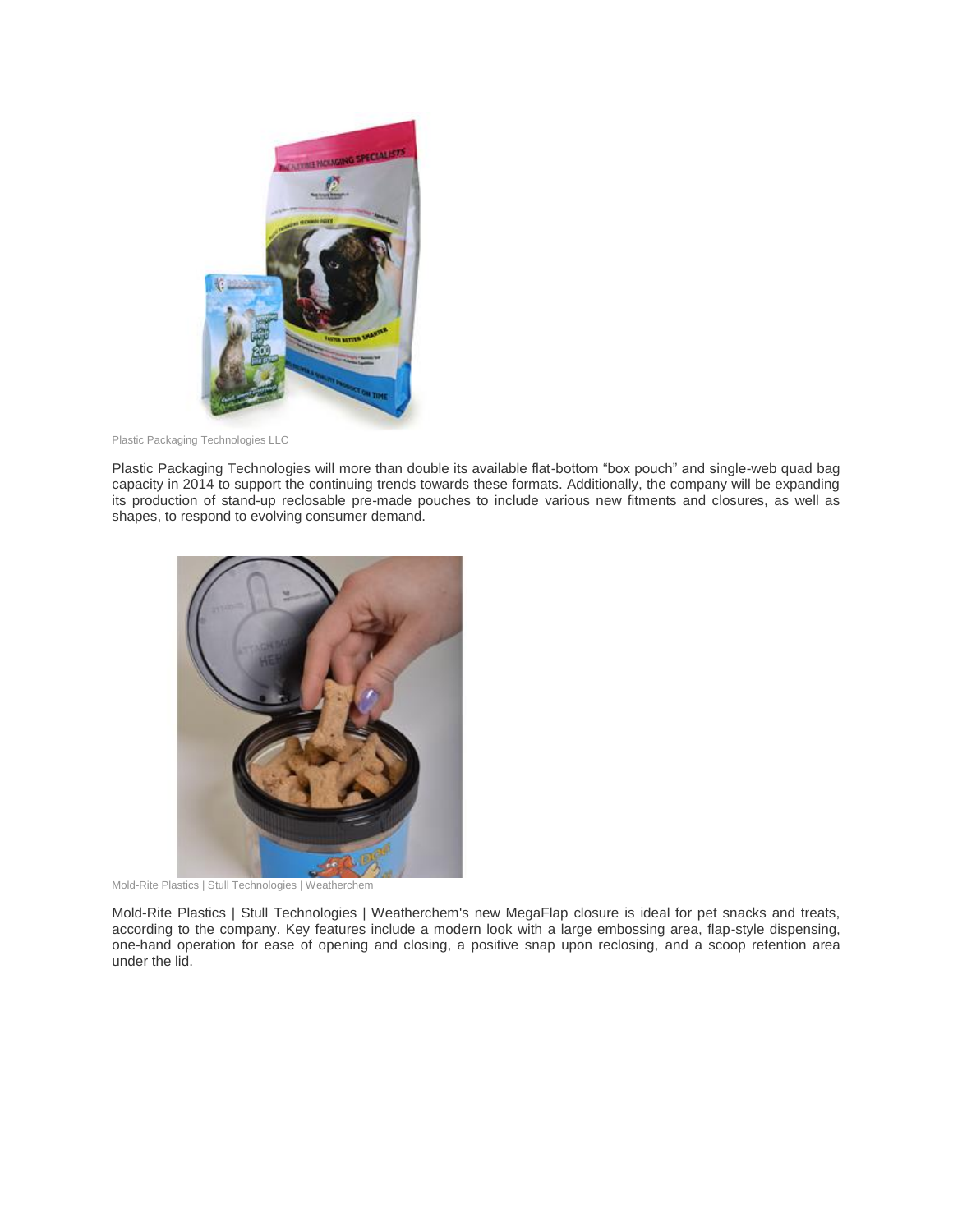Plastic Packaging Technologies LLC

Plastic Packaging Technologies will more than double its available flat-bottom "box pouch" and single-web quad bag capacity in 2014 to support the continuing trends towards these formats. Additionally, the company will be expanding its production of stand-up reclosable pre-made pouches to include various new fitments and closures, as well as shapes, to respond to evolving consumer demand.

Mold-Rite Plastics | Stull Technologies | Weatherchem

Mold-Rite Plastics | Stull Technologies | Weatherchem's new MegaFlap closure is ideal for pet snacks and treats, according to the company. Key features include a modern look with a large embossing area, flap-style dispensing, one-hand operation for ease of opening and closing, a positive snap upon reclosing, and a scoop retention area under the lid.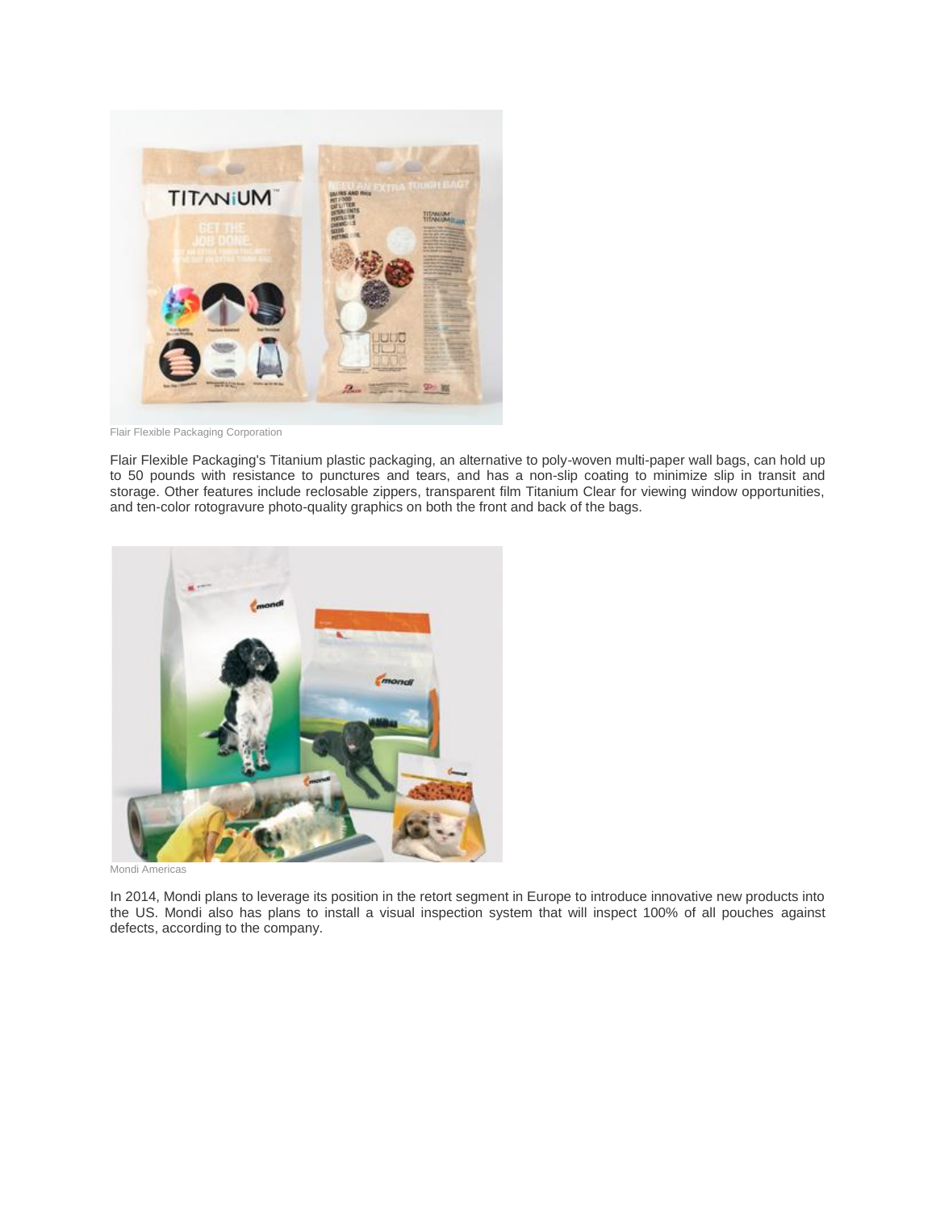Flair Flexible Packaging Corporation

Flair Flexible Packaging's Titanium plastic packaging, an alternative to poly-woven multi-paper wall bags, can hold up to 50 pounds with resistance to punctures and tears, and has a non-slip coating to minimize slip in transit and storage. Other features include reclosable zippers, transparent film Titanium Clear for viewing window opportunities, and ten-color rotogravure photo-quality graphics on both the front and back of the bags.

Mondi Americas

In 2014, Mondi plans to leverage its position in the retort segment in Europe to introduce innovative new products into the US. Mondi also has plans to install a visual inspection system that will inspect 100% of all pouches against defects, according to the company.